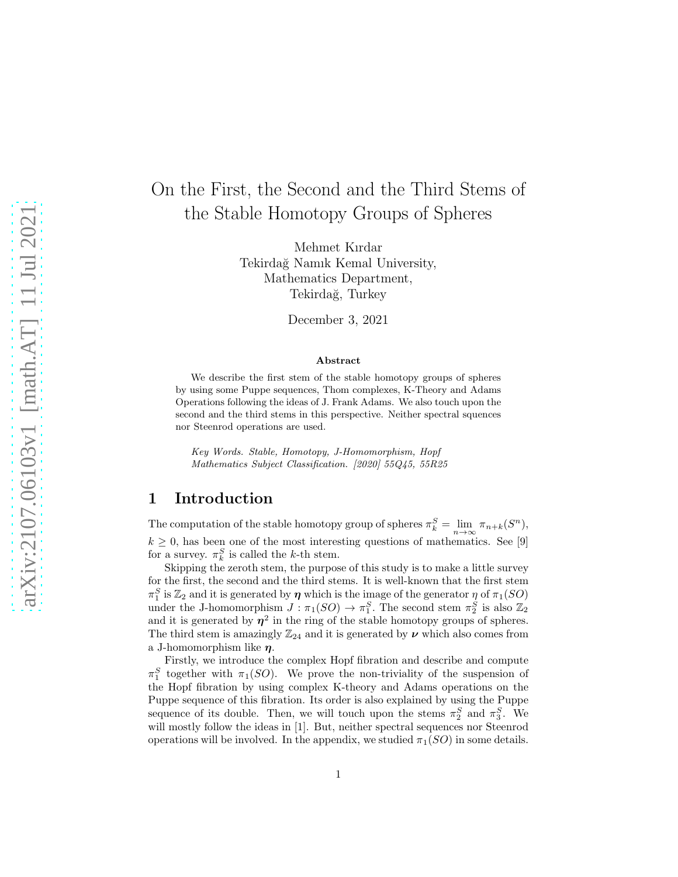# On the First, the Second and the Third Stems of the Stable Homotopy Groups of Spheres

Mehmet Kırdar
Tekirdağ Namık Kemal University,
Mathematics Department,
Tekirdağ, Turkey

December 3, 2021

### Abstract

We describe the first stem of the stable homotopy groups of spheres by using some Puppe sequences, Thom complexes, K-Theory and Adams Operations following the ideas of J. Frank Adams. We also touch upon the second and the third stems in this perspective. Neither spectral squences nor Steenrod operations are used.

*Key Words. Stable, Homotopy, J-Homomorphism, Hopf*
*Mathematics Subject Classification. [2020] 55Q45, 55R25*

## 1 Introduction

The computation of the stable homotopy group of spheres $\pi_k^S = \lim_{n\to\infty} \pi_{n+k}(S^n)$, $k \geq 0$, has been one of the most interesting questions of mathematics. See [9] for a survey. $\pi_k^S$ is called the $k$-th stem.

Skipping the zeroth stem, the purpose of this study is to make a little survey for the first, the second and the third stems. It is well-known that the first stem $\pi_1^S$ is $\mathbb{Z}_2$ and it is generated by $\boldsymbol{\eta}$ which is the image of the generator $\eta$ of $\pi_1(SO)$ under the J-homomorphism $J : \pi_1(SO) \to \pi_1^S$. The second stem $\pi_2^S$ is also $\mathbb{Z}_2$ and it is generated by $\boldsymbol{\eta}^2$ in the ring of the stable homotopy groups of spheres. The third stem is amazingly $\mathbb{Z}_{24}$ and it is generated by $\boldsymbol{\nu}$ which also comes from a J-homomorphism like $\boldsymbol{\eta}$.

Firstly, we introduce the complex Hopf fibration and describe and compute $\pi_1^S$ together with $\pi_1(SO)$. We prove the non-triviality of the suspension of the Hopf fibration by using complex K-theory and Adams operations on the Puppe sequence of this fibration. Its order is also explained by using the Puppe sequence of its double. Then, we will touch upon the stems $\pi_2^S$ and $\pi_3^S$. We will mostly follow the ideas in [1]. But, neither spectral sequences nor Steenrod operations will be involved. In the appendix, we studied $\pi_1(SO)$ in some details.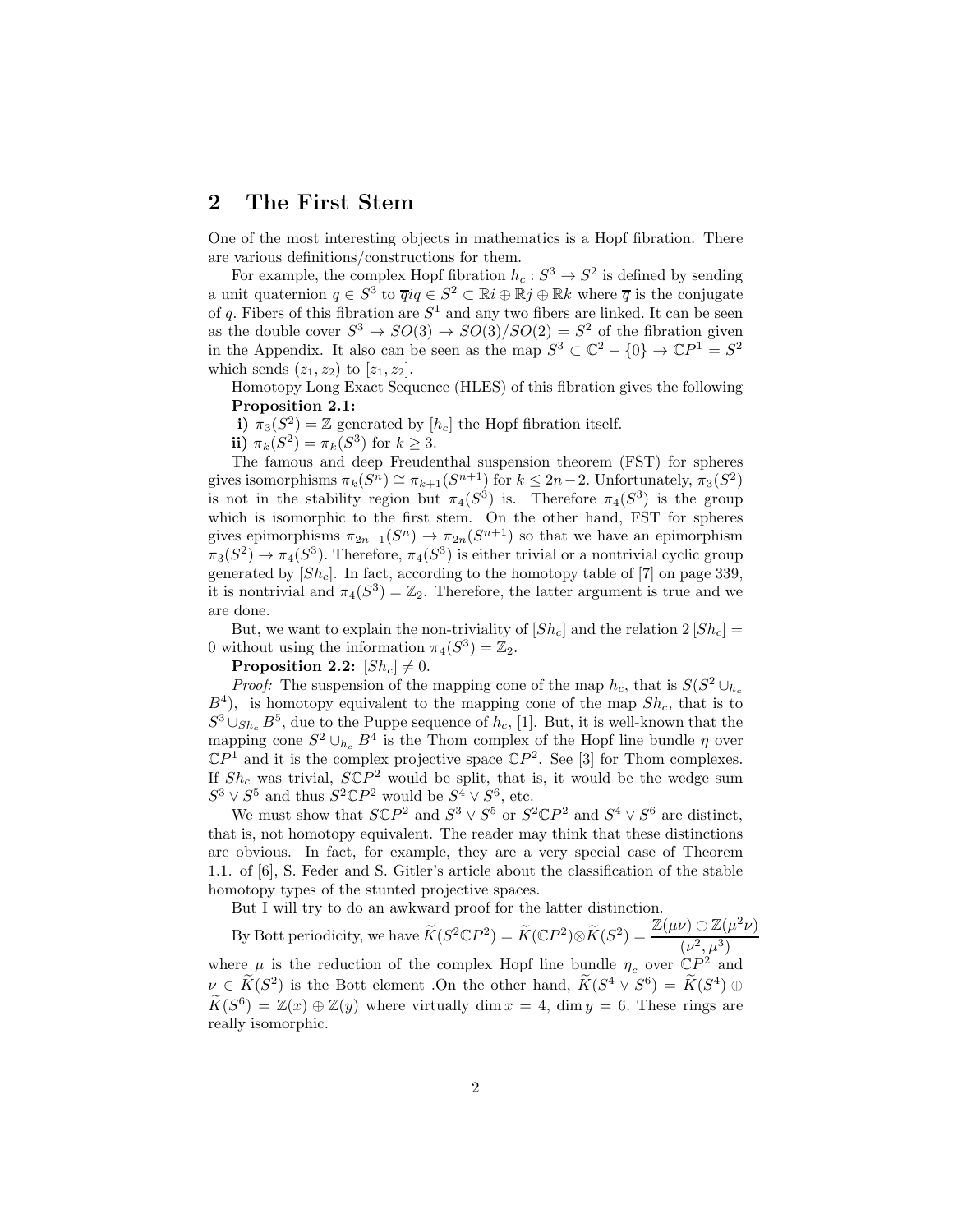## 2 The First Stem

One of the most interesting objects in mathematics is a Hopf fibration. There are various definitions/constructions for them.

For example, the complex Hopf fibration $h_c : S^3 \to S^2$ is defined by sending a unit quaternion $q \in S^3$ to $\overline{q}iq \in S^2 \subset \mathbb{R}i \oplus \mathbb{R}j \oplus \mathbb{R}k$ where $\overline{q}$ is the conjugate of $q$. Fibers of this fibration are $S^1$ and any two fibers are linked. It can be seen as the double cover $S^3 \to SO(3) \to SO(3)/SO(2) = S^2$ of the fibration given in the Appendix. It also can be seen as the map $S^3 \subset \mathbb{C}^2 - \{0\} \to \mathbb{C}P^1 = S^2$ which sends $(z_1, z_2)$ to $[z_1, z_2]$.

Homotopy Long Exact Sequence (HLES) of this fibration gives the following **Proposition 2.1:**

**i)** $\pi_3(S^2) = \mathbb{Z}$ generated by $[h_c]$ the Hopf fibration itself.

**ii)** $\pi_k(S^2) = \pi_k(S^3)$ for $k \geq 3$.

The famous and deep Freudenthal suspension theorem (FST) for spheres gives isomorphisms $\pi_k(S^n) \cong \pi_{k+1}(S^{n+1})$ for $k \leq 2n-2$. Unfortunately, $\pi_3(S^2)$ is not in the stability region but $\pi_4(S^3)$ is. Therefore $\pi_4(S^3)$ is the group which is isomorphic to the first stem. On the other hand, FST for spheres gives epimorphisms $\pi_{2n-1}(S^n) \to \pi_{2n}(S^{n+1})$ so that we have an epimorphism $\pi_3(S^2) \to \pi_4(S^3)$. Therefore, $\pi_4(S^3)$ is either trivial or a nontrivial cyclic group generated by $[Sh_c]$. In fact, according to the homotopy table of [7] on page 339, it is nontrivial and $\pi_4(S^3) = \mathbb{Z}_2$. Therefore, the latter argument is true and we are done.

But, we want to explain the non-triviality of $[Sh_c]$ and the relation $2\,[Sh_c] = 0$ without using the information $\pi_4(S^3) = \mathbb{Z}_2$.

**Proposition 2.2:** $[Sh_c] \neq 0$.

*Proof:* The suspension of the mapping cone of the map $h_c$, that is $S(S^2 \cup_{h_c} B^4)$, is homotopy equivalent to the mapping cone of the map $Sh_c$, that is to $S^3 \cup_{Sh_c} B^5$, due to the Puppe sequence of $h_c$, [1]. But, it is well-known that the mapping cone $S^2 \cup_{h_c} B^4$ is the Thom complex of the Hopf line bundle $\eta$ over $\mathbb{C}P^1$ and it is the complex projective space $\mathbb{C}P^2$. See [3] for Thom complexes. If $Sh_c$ was trivial, $S\mathbb{C}P^2$ would be split, that is, it would be the wedge sum $S^3 \vee S^5$ and thus $S^2\mathbb{C}P^2$ would be $S^4 \vee S^6$, etc.

We must show that $S\mathbb{C}P^2$ and $S^3 \vee S^5$ or $S^2\mathbb{C}P^2$ and $S^4 \vee S^6$ are distinct, that is, not homotopy equivalent. The reader may think that these distinctions are obvious. In fact, for example, they are a very special case of Theorem 1.1. of [6], S. Feder and S. Gitler's article about the classification of the stable homotopy types of the stunted projective spaces.

But I will try to do an awkward proof for the latter distinction.

By Bott periodicity, we have $\widetilde{K}(S^2\mathbb{C}P^2) = \widetilde{K}(\mathbb{C}P^2) \otimes \widetilde{K}(S^2) = \dfrac{\mathbb{Z}(\mu\nu) \oplus \mathbb{Z}(\mu^2\nu)}{(\nu^2, \mu^3)}$ where $\mu$ is the reduction of the complex Hopf line bundle $\eta_c$ over $\mathbb{C}P^2$ and $\nu \in \widetilde{K}(S^2)$ is the Bott element .On the other hand, $\widetilde{K}(S^4 \vee S^6) = \widetilde{K}(S^4) \oplus \widetilde{K}(S^6) = \mathbb{Z}(x) \oplus \mathbb{Z}(y)$ where virtually $\dim x = 4$, $\dim y = 6$. These rings are really isomorphic.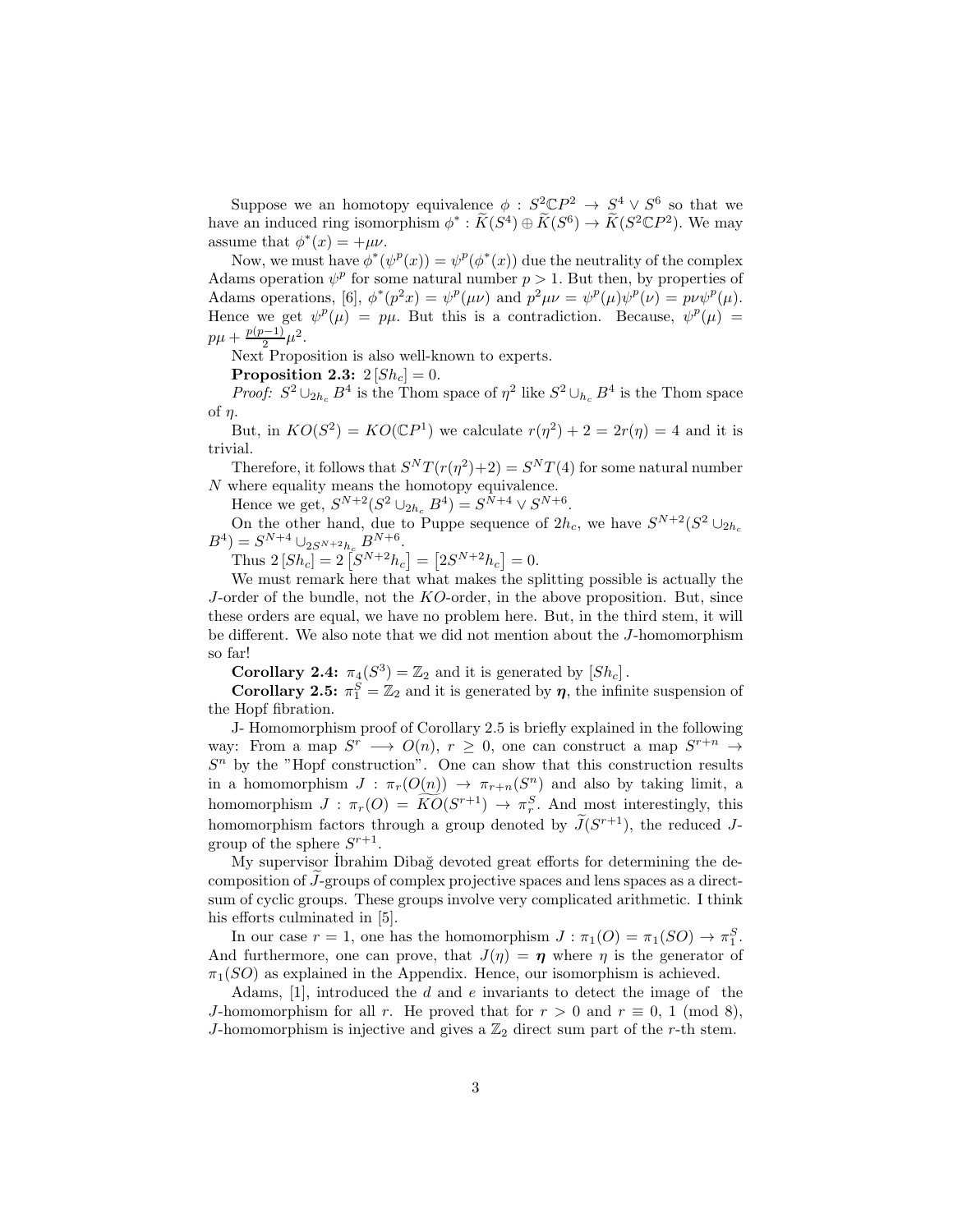Suppose we an homotopy equivalence $\phi : S^2\mathbb{C}P^2 \rightarrow S^4 \vee S^6$ so that we have an induced ring isomorphism $\phi^* : \widetilde{K}(S^4) \oplus \widetilde{K}(S^6) \rightarrow \widetilde{K}(S^2\mathbb{C}P^2)$. We may assume that $\phi^*(x) = +\mu\nu$.

Now, we must have $\phi^*(\psi^p(x)) = \psi^p(\phi^*(x))$ due the neutrality of the complex Adams operation $\psi^p$ for some natural number $p > 1$. But then, by properties of Adams operations, [6], $\phi^*(p^2x) = \psi^p(\mu\nu)$ and $p^2\mu\nu = \psi^p(\mu)\psi^p(\nu) = p\nu\psi^p(\mu)$. Hence we get $\psi^p(\mu) = p\mu$. But this is a contradiction. Because, $\psi^p(\mu) = p\mu + \frac{p(p-1)}{2}\mu^2$.

Next Proposition is also well-known to experts.

**Proposition 2.3:** $2\,[Sh_c] = 0$.

*Proof:* $S^2 \cup_{2h_c} B^4$ is the Thom space of $\eta^2$ like $S^2 \cup_{h_c} B^4$ is the Thom space of $\eta$.

But, in $KO(S^2) = KO(\mathbb{C}P^1)$ we calculate $r(\eta^2) + 2 = 2r(\eta) = 4$ and it is trivial.

Therefore, it follows that $S^N T(r(\eta^2)+2) = S^N T(4)$ for some natural number $N$ where equality means the homotopy equivalence.

Hence we get, $S^{N+2}(S^2 \cup_{2h_c} B^4) = S^{N+4} \vee S^{N+6}$.

On the other hand, due to Puppe sequence of $2h_c$, we have $S^{N+2}(S^2 \cup_{2h_c} B^4) = S^{N+4} \cup_{2S^{N+2}h_c} B^{N+6}$.

Thus $2\,[Sh_c] = 2\left[S^{N+2}h_c\right] = \left[2S^{N+2}h_c\right] = 0$.

We must remark here that what makes the splitting possible is actually the $J$-order of the bundle, not the $KO$-order, in the above proposition. But, since these orders are equal, we have no problem here. But, in the third stem, it will be different. We also note that we did not mention about the $J$-homomorphism so far!

**Corollary 2.4:** $\pi_4(S^3) = \mathbb{Z}_2$ and it is generated by $[Sh_c]$.

**Corollary 2.5:** $\pi_1^S = \mathbb{Z}_2$ and it is generated by $\boldsymbol{\eta}$, the infinite suspension of the Hopf fibration.

J- Homomorphism proof of Corollary 2.5 is briefly explained in the following way: From a map $S^r \longrightarrow O(n)$, $r \geq 0$, one can construct a map $S^{r+n} \rightarrow S^n$ by the "Hopf construction". One can show that this construction results in a homomorphism $J : \pi_r(O(n)) \rightarrow \pi_{r+n}(S^n)$ and also by taking limit, a homomorphism $J : \pi_r(O) = \widetilde{KO}(S^{r+1}) \rightarrow \pi_r^S$. And most interestingly, this homomorphism factors through a group denoted by $\widetilde{J}(S^{r+1})$, the reduced $J$-group of the sphere $S^{r+1}$.

My supervisor İbrahim Dibağ devoted great efforts for determining the decomposition of $\widetilde{J}$-groups of complex projective spaces and lens spaces as a direct-sum of cyclic groups. These groups involve very complicated arithmetic. I think his efforts culminated in [5].

In our case $r = 1$, one has the homomorphism $J : \pi_1(O) = \pi_1(SO) \rightarrow \pi_1^S$. And furthermore, one can prove, that $J(\eta) = \boldsymbol{\eta}$ where $\eta$ is the generator of $\pi_1(SO)$ as explained in the Appendix. Hence, our isomorphism is achieved.

Adams, [1], introduced the $d$ and $e$ invariants to detect the image of the $J$-homomorphism for all $r$. He proved that for $r > 0$ and $r \equiv 0,\ 1 \pmod 8$, $J$-homomorphism is injective and gives a $\mathbb{Z}_2$ direct sum part of the $r$-th stem.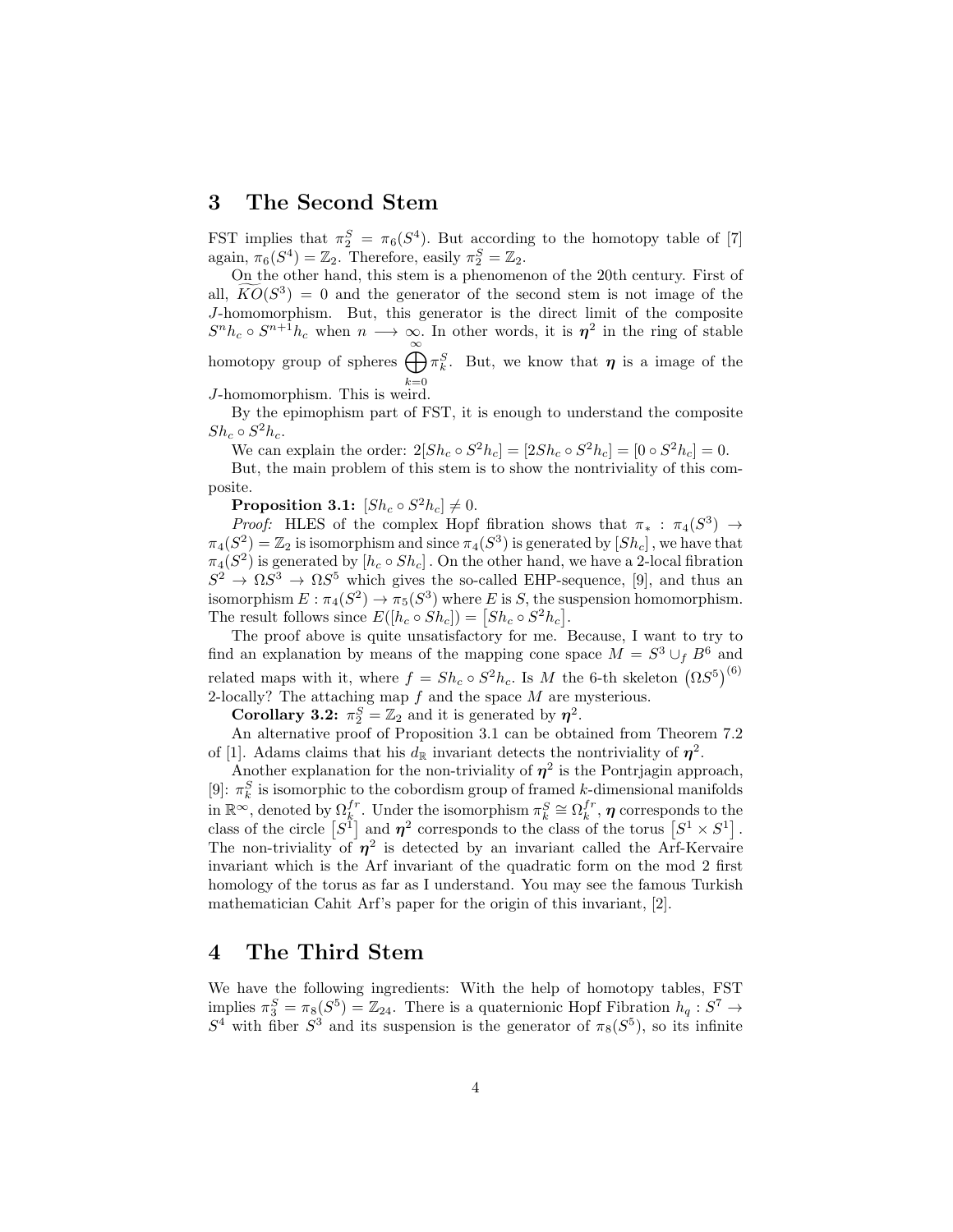## 3 The Second Stem

FST implies that $\pi_2^S = \pi_6(S^4)$. But according to the homotopy table of [7] again, $\pi_6(S^4) = \mathbb{Z}_2$. Therefore, easily $\pi_2^S = \mathbb{Z}_2$.

On the other hand, this stem is a phenomenon of the 20th century. First of all, $\widetilde{KO}(S^3) = 0$ and the generator of the second stem is not image of the $J$-homomorphism. But, this generator is the direct limit of the composite $S^n h_c \circ S^{n+1} h_c$ when $n \longrightarrow \infty$. In other words, it is $\boldsymbol{\eta}^2$ in the ring of stable homotopy group of spheres $\bigoplus_{k=0}^{\infty} \pi_k^S$. But, we know that $\boldsymbol{\eta}$ is a image of the $J$-homomorphism. This is weird.

By the epimophism part of FST, it is enough to understand the composite $Sh_c \circ S^2 h_c$.

We can explain the order: $2[Sh_c \circ S^2 h_c] = [2Sh_c \circ S^2 h_c] = [0 \circ S^2 h_c] = 0$.

But, the main problem of this stem is to show the nontriviality of this composite.

**Proposition 3.1:** $[Sh_c \circ S^2 h_c] \neq 0$.

*Proof:* HLES of the complex Hopf fibration shows that $\pi_* : \pi_4(S^3) \to \pi_4(S^2) = \mathbb{Z}_2$ is isomorphism and since $\pi_4(S^3)$ is generated by $[Sh_c]$, we have that $\pi_4(S^2)$ is generated by $[h_c \circ Sh_c]$. On the other hand, we have a 2-local fibration $S^2 \to \Omega S^3 \to \Omega S^5$ which gives the so-called EHP-sequence, [9], and thus an isomorphism $E : \pi_4(S^2) \to \pi_5(S^3)$ where $E$ is $S$, the suspension homomorphism. The result follows since $E([h_c \circ Sh_c]) = [Sh_c \circ S^2 h_c]$.

The proof above is quite unsatisfactory for me. Because, I want to try to find an explanation by means of the mapping cone space $M = S^3 \cup_f B^6$ and related maps with it, where $f = Sh_c \circ S^2 h_c$. Is $M$ the 6-th skeleton $\left(\Omega S^5\right)^{(6)}$ 2-locally? The attaching map $f$ and the space $M$ are mysterious.

**Corollary 3.2:** $\pi_2^S = \mathbb{Z}_2$ and it is generated by $\boldsymbol{\eta}^2$.

An alternative proof of Proposition 3.1 can be obtained from Theorem 7.2 of [1]. Adams claims that his $d_{\mathbb{R}}$ invariant detects the nontriviality of $\boldsymbol{\eta}^2$.

Another explanation for the non-triviality of $\boldsymbol{\eta}^2$ is the Pontrjagin approach, [9]: $\pi_k^S$ is isomorphic to the cobordism group of framed $k$-dimensional manifolds in $\mathbb{R}^\infty$, denoted by $\Omega_k^{fr}$. Under the isomorphism $\pi_k^S \cong \Omega_k^{fr}$, $\boldsymbol{\eta}$ corresponds to the class of the circle $\left[S^1\right]$ and $\boldsymbol{\eta}^2$ corresponds to the class of the torus $\left[S^1 \times S^1\right]$. The non-triviality of $\boldsymbol{\eta}^2$ is detected by an invariant called the Arf-Kervaire invariant which is the Arf invariant of the quadratic form on the mod 2 first homology of the torus as far as I understand. You may see the famous Turkish mathematician Cahit Arf's paper for the origin of this invariant, [2].

## 4 The Third Stem

We have the following ingredients: With the help of homotopy tables, FST implies $\pi_3^S = \pi_8(S^5) = \mathbb{Z}_{24}$. There is a quaternionic Hopf Fibration $h_q : S^7 \to S^4$ with fiber $S^3$ and its suspension is the generator of $\pi_8(S^5)$, so its infinite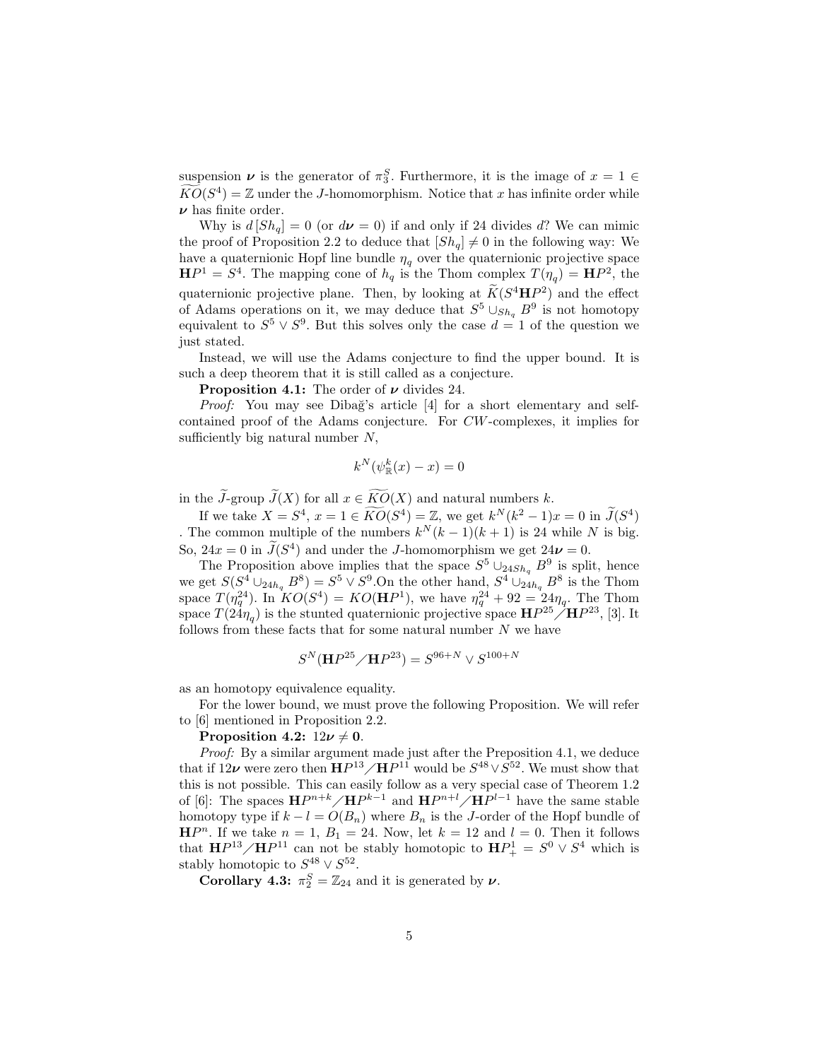suspension $\boldsymbol{\nu}$ is the generator of $\pi_3^S$. Furthermore, it is the image of $x = 1 \in \widetilde{KO}(S^4) = \mathbb{Z}$ under the $J$-homomorphism. Notice that $x$ has infinite order while $\boldsymbol{\nu}$ has finite order.

Why is $d\,[Sh_q] = 0$ (or $d\boldsymbol{\nu} = 0$) if and only if 24 divides $d$? We can mimic the proof of Proposition 2.2 to deduce that $[Sh_q] \neq 0$ in the following way: We have a quaternionic Hopf line bundle $\eta_q$ over the quaternionic projective space $\mathbf{H}P^1 = S^4$. The mapping cone of $h_q$ is the Thom complex $T(\eta_q) = \mathbf{H}P^2$, the quaternionic projective plane. Then, by looking at $\widetilde{K}(S^4\mathbf{H}P^2)$ and the effect of Adams operations on it, we may deduce that $S^5 \cup_{Sh_q} B^9$ is not homotopy equivalent to $S^5 \vee S^9$. But this solves only the case $d = 1$ of the question we just stated.

Instead, we will use the Adams conjecture to find the upper bound. It is such a deep theorem that it is still called as a conjecture.

**Proposition 4.1:** The order of $\boldsymbol{\nu}$ divides 24.

*Proof:* You may see Dibağ's article [4] for a short elementary and self-contained proof of the Adams conjecture. For $CW$-complexes, it implies for sufficiently big natural number $N$,

$$k^N(\psi_{\mathbb{R}}^k(x) - x) = 0$$

in the $\widetilde{J}$-group $\widetilde{J}(X)$ for all $x \in \widetilde{KO}(X)$ and natural numbers $k$.

If we take $X = S^4$, $x = 1 \in \widetilde{KO}(S^4) = \mathbb{Z}$, we get $k^N(k^2 - 1)x = 0$ in $\widetilde{J}(S^4)$ . The common multiple of the numbers $k^N(k-1)(k+1)$ is 24 while $N$ is big. So, $24x = 0$ in $\widetilde{J}(S^4)$ and under the $J$-homomorphism we get $24\boldsymbol{\nu} = 0$.

The Proposition above implies that the space $S^5 \cup_{24Sh_q} B^9$ is split, hence we get $S(S^4 \cup_{24h_q} B^8) = S^5 \vee S^9$.On the other hand, $S^4 \cup_{24h_q} B^8$ is the Thom space $T(\eta_q^{24})$. In $KO(S^4) = KO(\mathbf{H}P^1)$, we have $\eta_q^{24} + 92 = 24\eta_q$. The Thom space $T(24\eta_q)$ is the stunted quaternionic projective space $\mathbf{H}P^{25}/\mathbf{H}P^{23}$, [3]. It follows from these facts that for some natural number $N$ we have

$$S^N(\mathbf{H}P^{25}/\mathbf{H}P^{23}) = S^{96+N} \vee S^{100+N}$$

as an homotopy equivalence equality.

For the lower bound, we must prove the following Proposition. We will refer to [6] mentioned in Proposition 2.2.

**Proposition 4.2:** $12\boldsymbol{\nu} \neq \mathbf{0}$.

*Proof:* By a similar argument made just after the Preposition 4.1, we deduce that if $12\boldsymbol{\nu}$ were zero then $\mathbf{H}P^{13}/\mathbf{H}P^{11}$ would be $S^{48} \vee S^{52}$. We must show that this is not possible. This can easily follow as a very special case of Theorem 1.2 of [6]: The spaces $\mathbf{H}P^{n+k}/\mathbf{H}P^{k-1}$ and $\mathbf{H}P^{n+l}/\mathbf{H}P^{l-1}$ have the same stable homotopy type if $k - l = O(B_n)$ where $B_n$ is the $J$-order of the Hopf bundle of $\mathbf{H}P^n$. If we take $n = 1$, $B_1 = 24$. Now, let $k = 12$ and $l = 0$. Then it follows that $\mathbf{H}P^{13}/\mathbf{H}P^{11}$ can not be stably homotopic to $\mathbf{H}P^1_+ = S^0 \vee S^4$ which is stably homotopic to $S^{48} \vee S^{52}$.

**Corollary 4.3:** $\pi_2^S = \mathbb{Z}_{24}$ and it is generated by $\boldsymbol{\nu}$.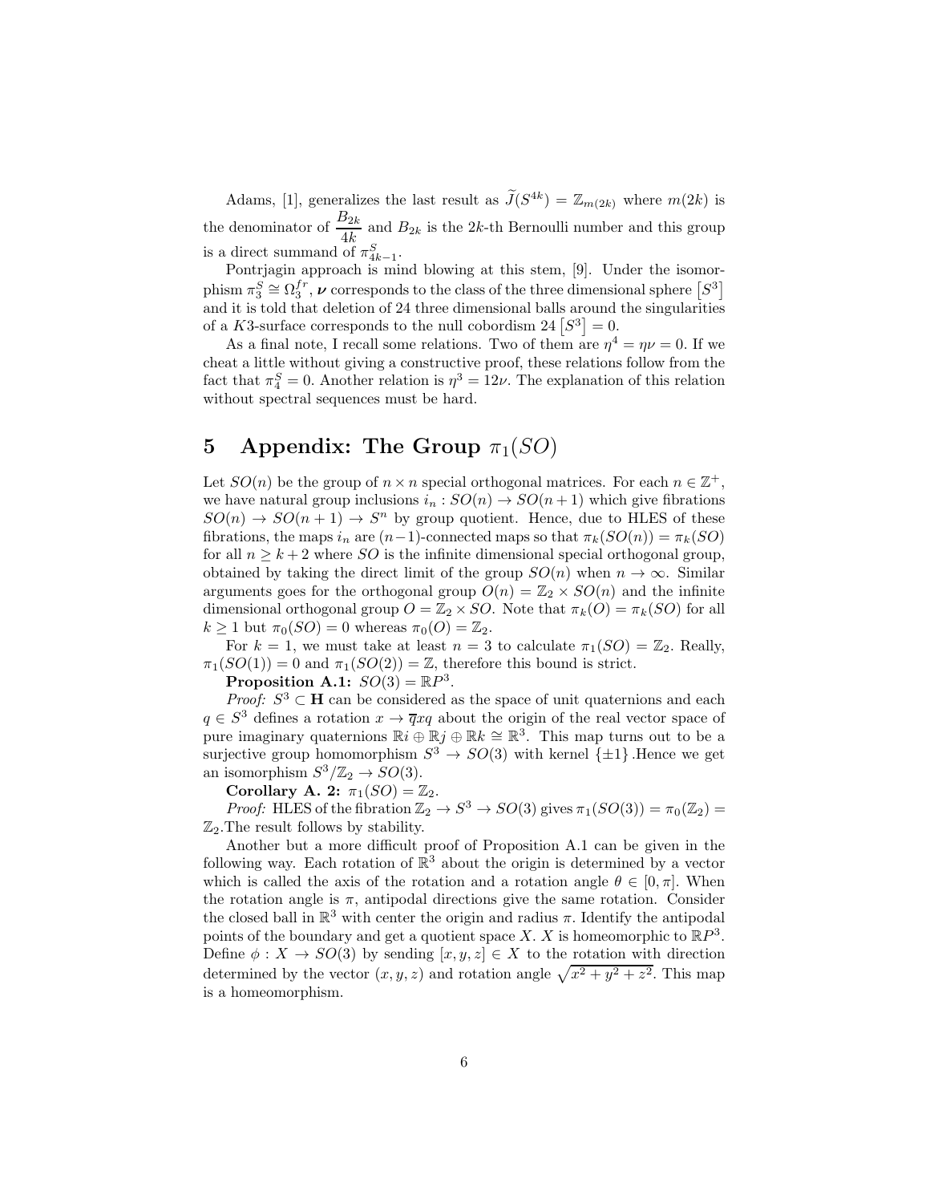Adams, [1], generalizes the last result as $\widetilde{J}(S^{4k}) = \mathbb{Z}_{m(2k)}$ where $m(2k)$ is the denominator of $\dfrac{B_{2k}}{4k}$ and $B_{2k}$ is the $2k$-th Bernoulli number and this group is a direct summand of $\pi^S_{4k-1}$.

Pontrjagin approach is mind blowing at this stem, [9]. Under the isomorphism $\pi^S_3 \cong \Omega^{fr}_3$, $\boldsymbol{\nu}$ corresponds to the class of the three dimensional sphere $\left[S^3\right]$ and it is told that deletion of 24 three dimensional balls around the singularities of a $K3$-surface corresponds to the null cobordism $24\left[S^3\right] = 0$.

As a final note, I recall some relations. Two of them are $\eta^4 = \eta\nu = 0$. If we cheat a little without giving a constructive proof, these relations follow from the fact that $\pi^S_4 = 0$. Another relation is $\eta^3 = 12\nu$. The explanation of this relation without spectral sequences must be hard.

# 5 Appendix: The Group $\pi_1(SO)$

Let $SO(n)$ be the group of $n \times n$ special orthogonal matrices. For each $n \in \mathbb{Z}^+$, we have natural group inclusions $i_n : SO(n) \to SO(n+1)$ which give fibrations $SO(n) \to SO(n+1) \to S^n$ by group quotient. Hence, due to HLES of these fibrations, the maps $i_n$ are $(n-1)$-connected maps so that $\pi_k(SO(n)) = \pi_k(SO)$ for all $n \geq k+2$ where $SO$ is the infinite dimensional special orthogonal group, obtained by taking the direct limit of the group $SO(n)$ when $n \to \infty$. Similar arguments goes for the orthogonal group $O(n) = \mathbb{Z}_2 \times SO(n)$ and the infinite dimensional orthogonal group $O = \mathbb{Z}_2 \times SO$. Note that $\pi_k(O) = \pi_k(SO)$ for all $k \geq 1$ but $\pi_0(SO) = 0$ whereas $\pi_0(O) = \mathbb{Z}_2$.

For $k = 1$, we must take at least $n = 3$ to calculate $\pi_1(SO) = \mathbb{Z}_2$. Really, $\pi_1(SO(1)) = 0$ and $\pi_1(SO(2)) = \mathbb{Z}$, therefore this bound is strict.

**Proposition A.1:** $SO(3) = \mathbb{R}P^3$.

*Proof:* $S^3 \subset \mathbf{H}$ can be considered as the space of unit quaternions and each $q \in S^3$ defines a rotation $x \to \overline{q}xq$ about the origin of the real vector space of pure imaginary quaternions $\mathbb{R}i \oplus \mathbb{R}j \oplus \mathbb{R}k \cong \mathbb{R}^3$. This map turns out to be a surjective group homomorphism $S^3 \to SO(3)$ with kernel $\{\pm 1\}$.Hence we get an isomorphism $S^3/\mathbb{Z}_2 \to SO(3)$.

**Corollary A. 2:** $\pi_1(SO) = \mathbb{Z}_2$.

*Proof:* HLES of the fibration $\mathbb{Z}_2 \to S^3 \to SO(3)$ gives $\pi_1(SO(3)) = \pi_0(\mathbb{Z}_2) = \mathbb{Z}_2$.The result follows by stability.

Another but a more difficult proof of Proposition A.1 can be given in the following way. Each rotation of $\mathbb{R}^3$ about the origin is determined by a vector which is called the axis of the rotation and a rotation angle $\theta \in [0, \pi]$. When the rotation angle is $\pi$, antipodal directions give the same rotation. Consider the closed ball in $\mathbb{R}^3$ with center the origin and radius $\pi$. Identify the antipodal points of the boundary and get a quotient space $X$. $X$ is homeomorphic to $\mathbb{R}P^3$. Define $\phi : X \to SO(3)$ by sending $[x, y, z] \in X$ to the rotation with direction determined by the vector $(x, y, z)$ and rotation angle $\sqrt{x^2 + y^2 + z^2}$. This map is a homeomorphism.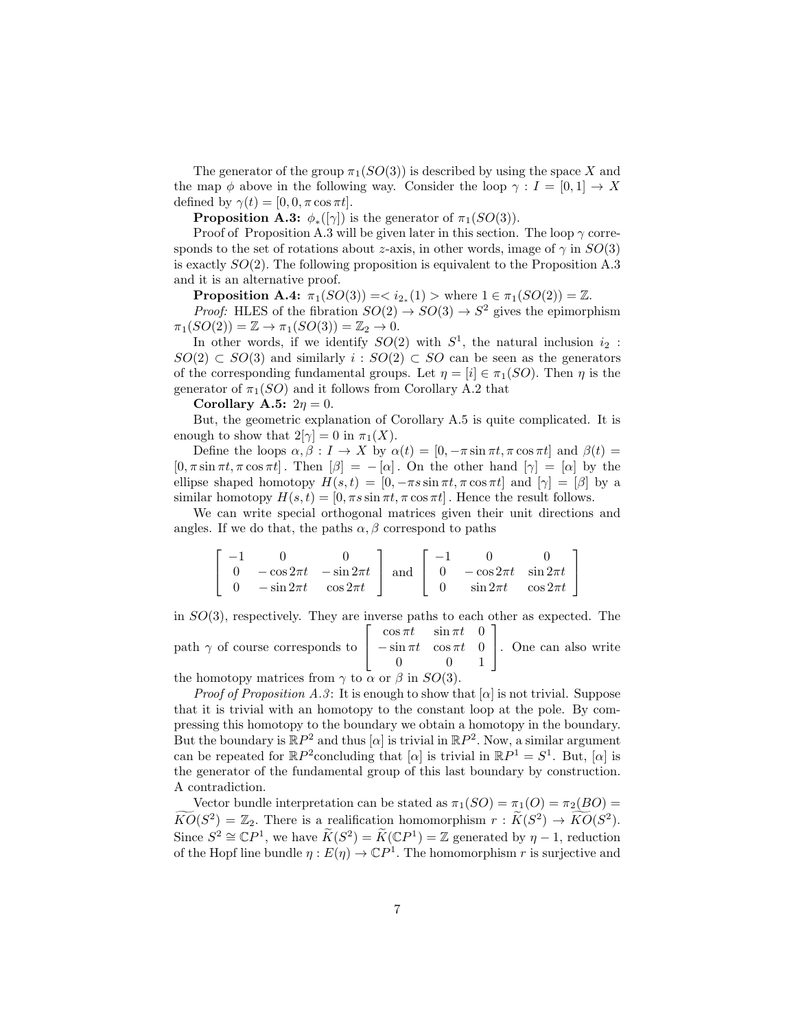The generator of the group $\pi_1(SO(3))$ is described by using the space $X$ and the map $\phi$ above in the following way. Consider the loop $\gamma : I = [0,1] \to X$ defined by $\gamma(t) = [0, 0, \pi \cos \pi t]$.

**Proposition A.3:** $\phi_*([\gamma])$ is the generator of $\pi_1(SO(3))$.

Proof of Proposition A.3 will be given later in this section. The loop $\gamma$ corresponds to the set of rotations about $z$-axis, in other words, image of $\gamma$ in $SO(3)$ is exactly $SO(2)$. The following proposition is equivalent to the Proposition A.3 and it is an alternative proof.

**Proposition A.4:** $\pi_1(SO(3)) = < {i_2}_*(1) >$ where $1 \in \pi_1(SO(2)) = \mathbb{Z}$.

*Proof:* HLES of the fibration $SO(2) \to SO(3) \to S^2$ gives the epimorphism $\pi_1(SO(2)) = \mathbb{Z} \to \pi_1(SO(3)) = \mathbb{Z}_2 \to 0$.

In other words, if we identify $SO(2)$ with $S^1$, the natural inclusion $i_2 : SO(2) \subset SO(3)$ and similarly $i : SO(2) \subset SO$ can be seen as the generators of the corresponding fundamental groups. Let $\eta = [i] \in \pi_1(SO)$. Then $\eta$ is the generator of $\pi_1(SO)$ and it follows from Corollary A.2 that

**Corollary A.5:** $2\eta = 0$.

But, the geometric explanation of Corollary A.5 is quite complicated. It is enough to show that $2[\gamma] = 0$ in $\pi_1(X)$.

Define the loops $\alpha, \beta : I \to X$ by $\alpha(t) = [0, -\pi \sin \pi t, \pi \cos \pi t]$ and $\beta(t) = [0, \pi \sin \pi t, \pi \cos \pi t]$. Then $[\beta] = -[\alpha]$. On the other hand $[\gamma] = [\alpha]$ by the ellipse shaped homotopy $H(s,t) = [0, -\pi s \sin \pi t, \pi \cos \pi t]$ and $[\gamma] = [\beta]$ by a similar homotopy $H(s,t) = [0, \pi s \sin \pi t, \pi \cos \pi t]$. Hence the result follows.

We can write special orthogonal matrices given their unit directions and angles. If we do that, the paths $\alpha, \beta$ correspond to paths

$$\begin{bmatrix} -1 & 0 & 0 \\ 0 & -\cos 2\pi t & -\sin 2\pi t \\ 0 & -\sin 2\pi t & \cos 2\pi t \end{bmatrix} \text{ and } \begin{bmatrix} -1 & 0 & 0 \\ 0 & -\cos 2\pi t & \sin 2\pi t \\ 0 & \sin 2\pi t & \cos 2\pi t \end{bmatrix}$$

in $SO(3)$, respectively. They are inverse paths to each other as expected. The path $\gamma$ of course corresponds to $\begin{bmatrix} \cos \pi t & \sin \pi t & 0 \\ -\sin \pi t & \cos \pi t & 0 \\ 0 & 0 & 1 \end{bmatrix}$. One can also write the homotopy matrices from $\gamma$ to $\alpha$ or $\beta$ in $SO(3)$.

*Proof of Proposition A.3*: It is enough to show that $[\alpha]$ is not trivial. Suppose that it is trivial with an homotopy to the constant loop at the pole. By compressing this homotopy to the boundary we obtain a homotopy in the boundary. But the boundary is $\mathbb{R}P^2$ and thus $[\alpha]$ is trivial in $\mathbb{R}P^2$. Now, a similar argument can be repeated for $\mathbb{R}P^2$concluding that $[\alpha]$ is trivial in $\mathbb{R}P^1 = S^1$. But, $[\alpha]$ is the generator of the fundamental group of this last boundary by construction. A contradiction.

Vector bundle interpretation can be stated as $\pi_1(SO) = \pi_1(O) = \pi_2(BO) = \widetilde{KO}(S^2) = \mathbb{Z}_2$. There is a realification homomorphism $r : \widetilde{K}(S^2) \to \widetilde{KO}(S^2)$. Since $S^2 \cong \mathbb{C}P^1$, we have $\widetilde{K}(S^2) = \widetilde{K}(\mathbb{C}P^1) = \mathbb{Z}$ generated by $\eta - 1$, reduction of the Hopf line bundle $\eta : E(\eta) \to \mathbb{C}P^1$. The homomorphism $r$ is surjective and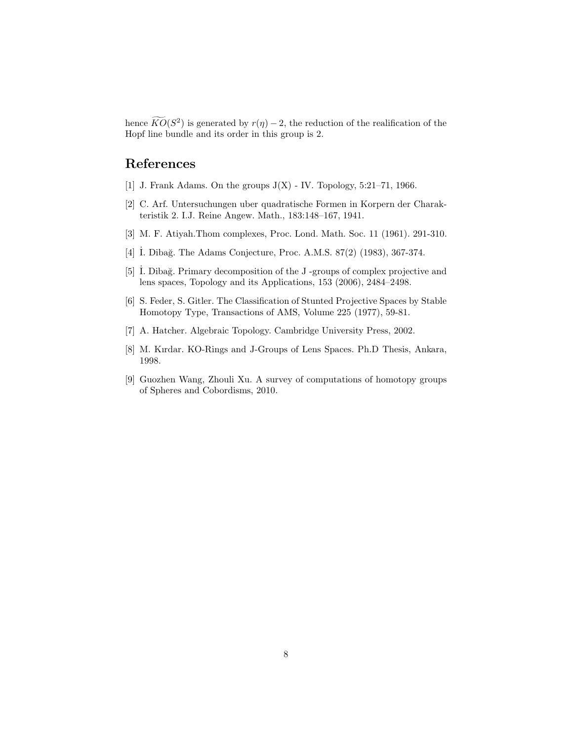hence $\widetilde{KO}(S^2)$ is generated by $r(\eta) - 2$, the reduction of the realification of the Hopf line bundle and its order in this group is 2.

## References

[1] J. Frank Adams. On the groups J(X) - IV. Topology, 5:21–71, 1966.

[2] C. Arf. Untersuchungen uber quadratische Formen in Korpern der Charakteristik 2. I.J. Reine Angew. Math., 183:148–167, 1941.

[3] M. F. Atiyah.Thom complexes, Proc. Lond. Math. Soc. 11 (1961). 291-310.

[4] İ. Dibağ. The Adams Conjecture, Proc. A.M.S. 87(2) (1983), 367-374.

[5] İ. Dibağ. Primary decomposition of the J -groups of complex projective and lens spaces, Topology and its Applications, 153 (2006), 2484–2498.

[6] S. Feder, S. Gitler. The Classification of Stunted Projective Spaces by Stable Homotopy Type, Transactions of AMS, Volume 225 (1977), 59-81.

[7] A. Hatcher. Algebraic Topology. Cambridge University Press, 2002.

[8] M. Kırdar. KO-Rings and J-Groups of Lens Spaces. Ph.D Thesis, Ankara, 1998.

[9] Guozhen Wang, Zhouli Xu. A survey of computations of homotopy groups of Spheres and Cobordisms, 2010.